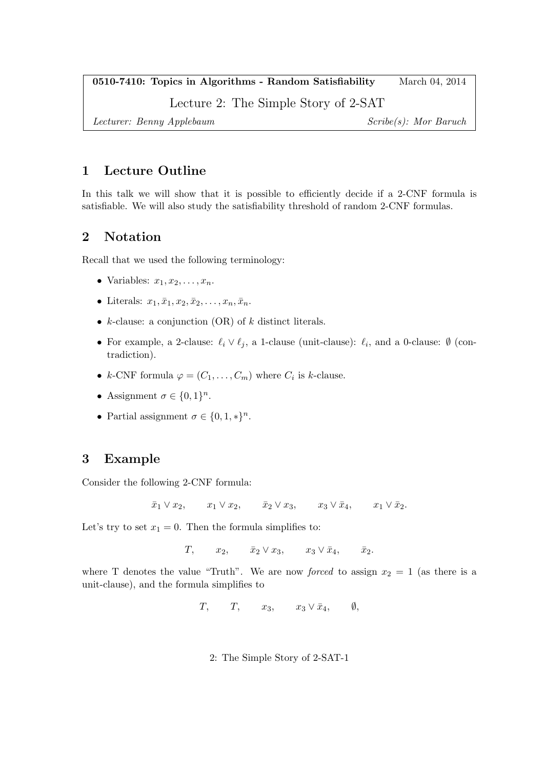**0510-7410: Topics in Algorithms - Random Satisfiability** March 04, 2014

Lecture 2: The Simple Story of 2-SAT

*Lecturer: Benny Applebaum* *Scribe(s): Mor Baruch*

## 1 Lecture Outline

In this talk we will show that it is possible to efficiently decide if a 2-CNF formula is satisfiable. We will also study the satisfiability threshold of random 2-CNF formulas.

## 2 Notation

Recall that we used the following terminology:

- Variables: $x_1, x_2, \ldots, x_n$.
- Literals: $x_1, \bar{x}_1, x_2, \bar{x}_2, \ldots, x_n, \bar{x}_n$.
- $k$-clause: a conjunction (OR) of $k$ distinct literals.
- For example, a 2-clause: $\ell_i \vee \ell_j$, a 1-clause (unit-clause): $\ell_i$, and a 0-clause: $\emptyset$ (contradiction).
- $k$-CNF formula $\varphi = (C_1, \ldots, C_m)$ where $C_i$ is $k$-clause.
- Assignment $\sigma \in \{0,1\}^n$.
- Partial assignment $\sigma \in \{0,1,*\}^n$.

## 3 Example

Consider the following 2-CNF formula:

$$\bar{x}_1 \vee x_2, \qquad x_1 \vee x_2, \qquad \bar{x}_2 \vee x_3, \qquad x_3 \vee \bar{x}_4, \qquad x_1 \vee \bar{x}_2.$$

Let's try to set $x_1 = 0$. Then the formula simplifies to:

$$T, \qquad x_2, \qquad \bar{x}_2 \vee x_3, \qquad x_3 \vee \bar{x}_4, \qquad \bar{x}_2.$$

where T denotes the value "Truth". We are now *forced* to assign $x_2 = 1$ (as there is a unit-clause), and the formula simplifies to

$$T, \qquad T, \qquad x_3, \qquad x_3 \vee \bar{x}_4, \qquad \emptyset,$$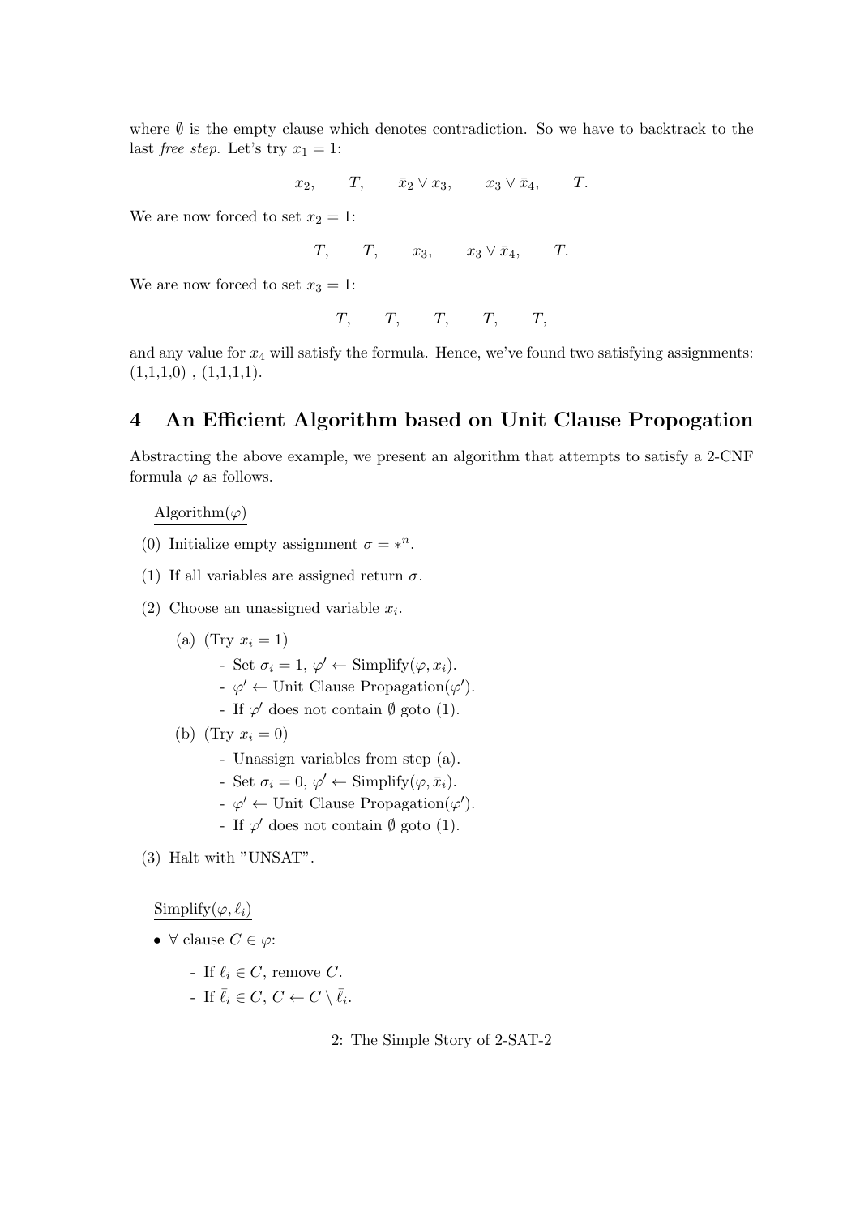where $\emptyset$ is the empty clause which denotes contradiction. So we have to backtrack to the last *free step*. Let's try $x_1 = 1$:

$$x_2, \qquad T, \qquad \bar{x}_2 \vee x_3, \qquad x_3 \vee \bar{x}_4, \qquad T.$$

We are now forced to set $x_2 = 1$:

$$T, \qquad T, \qquad x_3, \qquad x_3 \vee \bar{x}_4, \qquad T.$$

We are now forced to set $x_3 = 1$:

$$T, \qquad T, \qquad T, \qquad T, \qquad T,$$

and any value for $x_4$ will satisfy the formula. Hence, we've found two satisfying assignments: (1,1,1,0) , (1,1,1,1).

## 4 An Efficient Algorithm based on Unit Clause Propogation

Abstracting the above example, we present an algorithm that attempts to satisfy a 2-CNF formula $\varphi$ as follows.

Algorithm($\varphi$)

(0) Initialize empty assignment $\sigma = *^n$.

(1) If all variables are assigned return $\sigma$.

(2) Choose an unassigned variable $x_i$.

- (a) (Try $x_i = 1$)
  - Set $\sigma_i = 1$, $\varphi' \leftarrow$ Simplify($\varphi, x_i$).
  - $\varphi' \leftarrow$ Unit Clause Propagation($\varphi'$).
  - If $\varphi'$ does not contain $\emptyset$ goto (1).
- (b) (Try $x_i = 0$)
  - Unassign variables from step (a).
  - Set $\sigma_i = 0$, $\varphi' \leftarrow$ Simplify($\varphi, \bar{x}_i$).
  - $\varphi' \leftarrow$ Unit Clause Propagation($\varphi'$).
  - If $\varphi'$ does not contain $\emptyset$ goto (1).

(3) Halt with "UNSAT".

Simplify($\varphi, \ell_i$)

- $\forall$ clause $C \in \varphi$:
  - If $\ell_i \in C$, remove $C$.
  - If $\bar{\ell}_i \in C$, $C \leftarrow C \setminus \bar{\ell}_i$.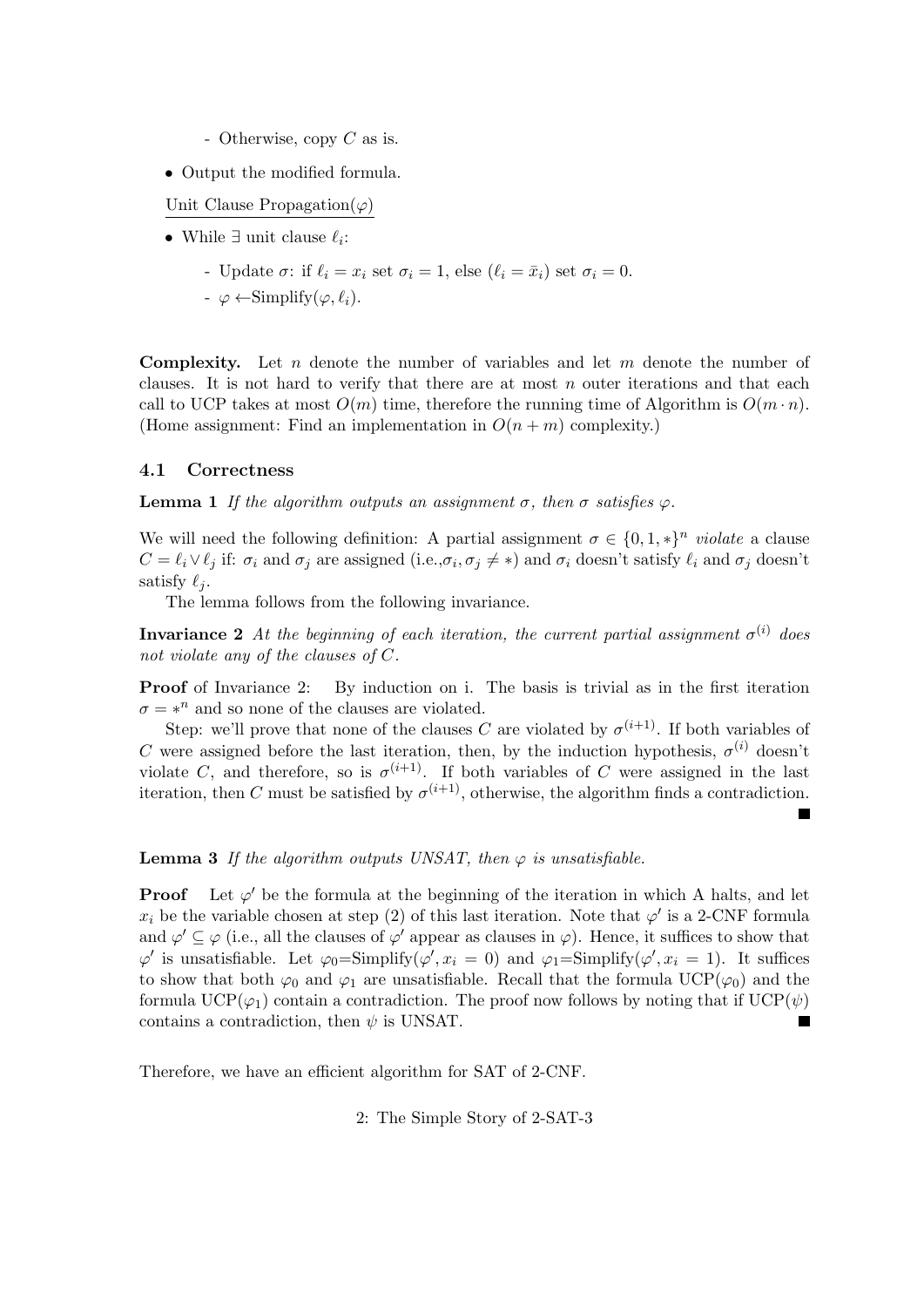- Otherwise, copy $C$ as is.

- Output the modified formula.

Unit Clause Propagation($\varphi$)

- While $\exists$ unit clause $\ell_i$:
  - Update $\sigma$: if $\ell_i = x_i$ set $\sigma_i = 1$, else ($\ell_i = \bar{x}_i$) set $\sigma_i = 0$.
  - $\varphi \leftarrow$Simplify($\varphi, \ell_i$).

**Complexity.** Let $n$ denote the number of variables and let $m$ denote the number of clauses. It is not hard to verify that there are at most $n$ outer iterations and that each call to UCP takes at most $O(m)$ time, therefore the running time of Algorithm is $O(m \cdot n)$. (Home assignment: Find an implementation in $O(n + m)$ complexity.)

### 4.1 Correctness

**Lemma 1** *If the algorithm outputs an assignment $\sigma$, then $\sigma$ satisfies $\varphi$.*

We will need the following definition: A partial assignment $\sigma \in \{0, 1, *\}^n$ *violate* a clause $C = \ell_i \vee \ell_j$ if: $\sigma_i$ and $\sigma_j$ are assigned (i.e.,$\sigma_i, \sigma_j \neq *$) and $\sigma_i$ doesn't satisfy $\ell_i$ and $\sigma_j$ doesn't satisfy $\ell_j$.

The lemma follows from the following invariance.

**Invariance 2** *At the beginning of each iteration, the current partial assignment $\sigma^{(i)}$ does not violate any of the clauses of $C$.*

**Proof** of Invariance 2: By induction on i. The basis is trivial as in the first iteration $\sigma = *^n$ and so none of the clauses are violated.

Step: we'll prove that none of the clauses $C$ are violated by $\sigma^{(i+1)}$. If both variables of $C$ were assigned before the last iteration, then, by the induction hypothesis, $\sigma^{(i)}$ doesn't violate $C$, and therefore, so is $\sigma^{(i+1)}$. If both variables of $C$ were assigned in the last iteration, then $C$ must be satisfied by $\sigma^{(i+1)}$, otherwise, the algorithm finds a contradiction. ∎

**Lemma 3** *If the algorithm outputs UNSAT, then $\varphi$ is unsatisfiable.*

**Proof** Let $\varphi'$ be the formula at the beginning of the iteration in which A halts, and let $x_i$ be the variable chosen at step (2) of this last iteration. Note that $\varphi'$ is a 2-CNF formula and $\varphi' \subseteq \varphi$ (i.e., all the clauses of $\varphi'$ appear as clauses in $\varphi$). Hence, it suffices to show that $\varphi'$ is unsatisfiable. Let $\varphi_0$=Simplify($\varphi', x_i = 0$) and $\varphi_1$=Simplify($\varphi', x_i = 1$). It suffices to show that both $\varphi_0$ and $\varphi_1$ are unsatisfiable. Recall that the formula UCP($\varphi_0$) and the formula UCP($\varphi_1$) contain a contradiction. The proof now follows by noting that if UCP($\psi$) contains a contradiction, then $\psi$ is UNSAT. ∎

Therefore, we have an efficient algorithm for SAT of 2-CNF.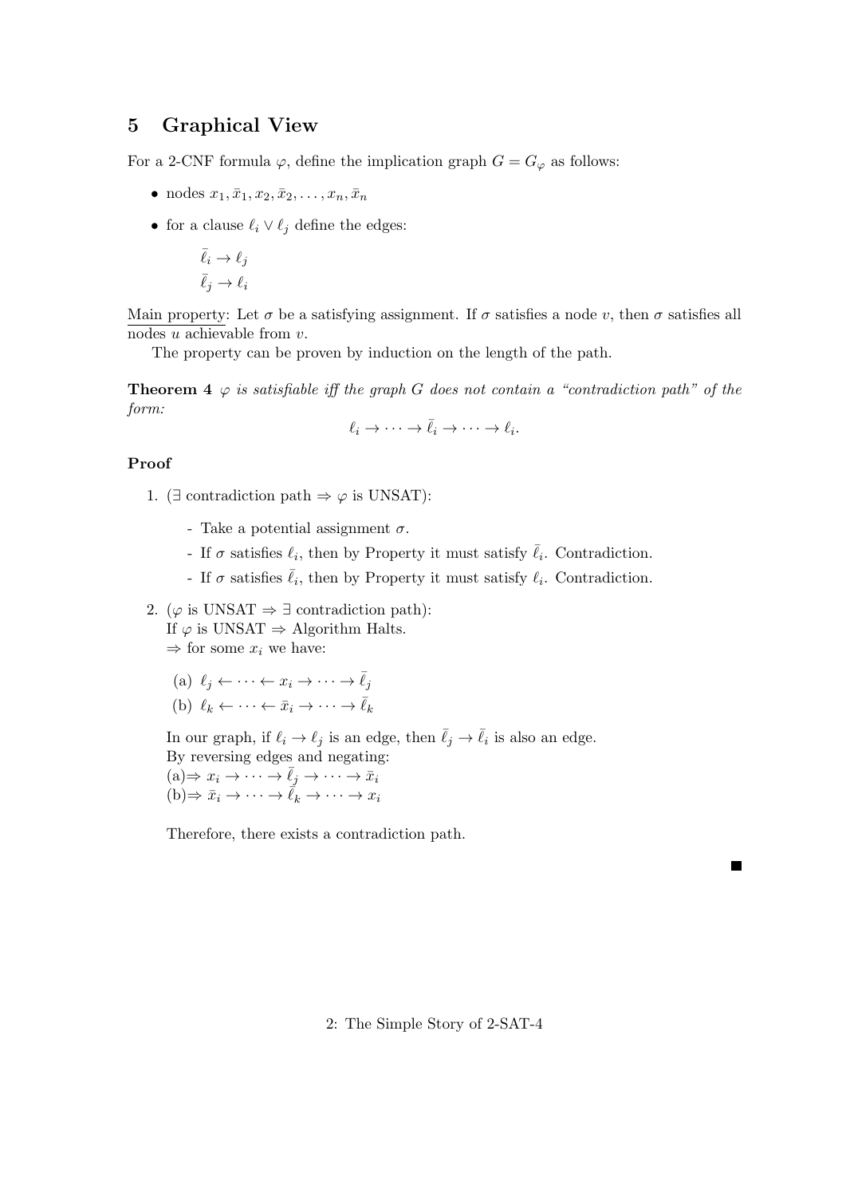## 5 Graphical View

For a 2-CNF formula $\varphi$, define the implication graph $G = G_\varphi$ as follows:

- nodes $x_1, \bar{x}_1, x_2, \bar{x}_2, \ldots, x_n, \bar{x}_n$
- for a clause $\ell_i \vee \ell_j$ define the edges:

  $\bar{\ell}_i \to \ell_j$

  $\bar{\ell}_j \to \ell_i$

<u>Main property</u>: Let $\sigma$ be a satisfying assignment. If $\sigma$ satisfies a node $v$, then $\sigma$ satisfies all nodes $u$ achievable from $v$.

The property can be proven by induction on the length of the path.

**Theorem 4** *$\varphi$ is satisfiable iff the graph $G$ does not contain a "contradiction path" of the form:*

$$\ell_i \to \cdots \to \bar{\ell}_i \to \cdots \to \ell_i.$$

**Proof**

1. ($\exists$ contradiction path $\Rightarrow \varphi$ is UNSAT):

   - Take a potential assignment $\sigma$.
   - If $\sigma$ satisfies $\ell_i$, then by Property it must satisfy $\bar{\ell}_i$. Contradiction.
   - If $\sigma$ satisfies $\bar{\ell}_i$, then by Property it must satisfy $\ell_i$. Contradiction.

2. ($\varphi$ is UNSAT $\Rightarrow \exists$ contradiction path):
   If $\varphi$ is UNSAT $\Rightarrow$ Algorithm Halts.
   $\Rightarrow$ for some $x_i$ we have:

   (a) $\ell_j \leftarrow \cdots \leftarrow x_i \to \cdots \to \bar{\ell}_j$

   (b) $\ell_k \leftarrow \cdots \leftarrow \bar{x}_i \to \cdots \to \bar{\ell}_k$

   In our graph, if $\ell_i \to \ell_j$ is an edge, then $\bar{\ell}_j \to \bar{\ell}_i$ is also an edge.
   By reversing edges and negating:
   (a)$\Rightarrow x_i \to \cdots \to \bar{\ell}_j \to \cdots \to \bar{x}_i$
   (b)$\Rightarrow \bar{x}_i \to \cdots \to \bar{\ell}_k \to \cdots \to x_i$

   Therefore, there exists a contradiction path.

■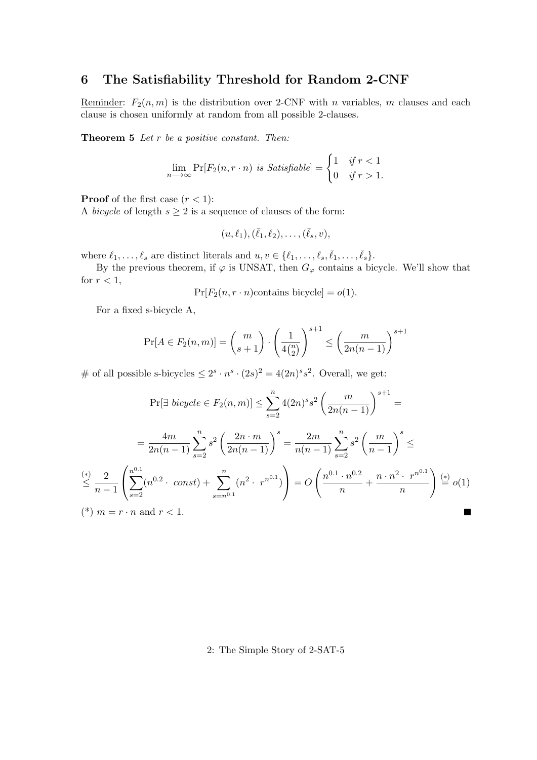## 6 The Satisfiability Threshold for Random 2-CNF

Reminder: $F_2(n,m)$ is the distribution over 2-CNF with $n$ variables, $m$ clauses and each clause is chosen uniformly at random from all possible 2-clauses.

**Theorem 5** *Let $r$ be a positive constant. Then:*

$$\lim_{n \longrightarrow \infty} \Pr[F_2(n, r \cdot n) \textit{ is Satisfiable}] = \begin{cases} 1 & \textit{if } r < 1 \\ 0 & \textit{if } r > 1. \end{cases}$$

**Proof** of the first case ($r < 1$):
A *bicycle* of length $s \geq 2$ is a sequence of clauses of the form:

$$(u, \ell_1), (\bar{\ell}_1, \ell_2), \ldots, (\bar{\ell}_s, v),$$

where $\ell_1, \ldots, \ell_s$ are distinct literals and $u, v \in \{\ell_1, \ldots, \ell_s, \bar{\ell}_1, \ldots, \bar{\ell}_s\}$.

By the previous theorem, if $\varphi$ is UNSAT, then $G_\varphi$ contains a bicycle. We'll show that for $r < 1$,

$$\Pr[F_2(n, r \cdot n) \text{contains bicycle}] = o(1).$$

For a fixed s-bicycle A,

$$\Pr[A \in F_2(n,m)] = \binom{m}{s+1} \cdot \left( \frac{1}{4\binom{n}{2}} \right)^{s+1} \leq \left( \frac{m}{2n(n-1)} \right)^{s+1}$$

\# of all possible s-bicycles $\leq 2^s \cdot n^s \cdot (2s)^2 = 4(2n)^s s^2$. Overall, we get:

$$\Pr[\exists \textit{ bicycle} \in F_2(n,m)] \leq \sum_{s=2}^{n} 4(2n)^s s^2 \left( \frac{m}{2n(n-1)} \right)^{s+1} =$$

$$= \frac{4m}{2n(n-1)} \sum_{s=2}^{n} s^2 \left( \frac{2n \cdot m}{2n(n-1)} \right)^s = \frac{2m}{n(n-1)} \sum_{s=2}^{n} s^2 \left( \frac{m}{n-1} \right)^s \leq$$

$$\overset{(*)}{\leq} \frac{2}{n-1} \left( \sum_{s=2}^{n^{0.1}} (n^{0.2} \cdot \ const) + \sum_{s=n^{0.1}}^{n} (n^2 \cdot \ r^{n^{0.1}}) \right) = O\left( \frac{n^{0.1} \cdot n^{0.2}}{n} + \frac{n \cdot n^2 \cdot \ r^{n^{0.1}}}{n} \right) \overset{(*)}{=} o(1)$$

(*) $m = r \cdot n$ and $r < 1$. ∎